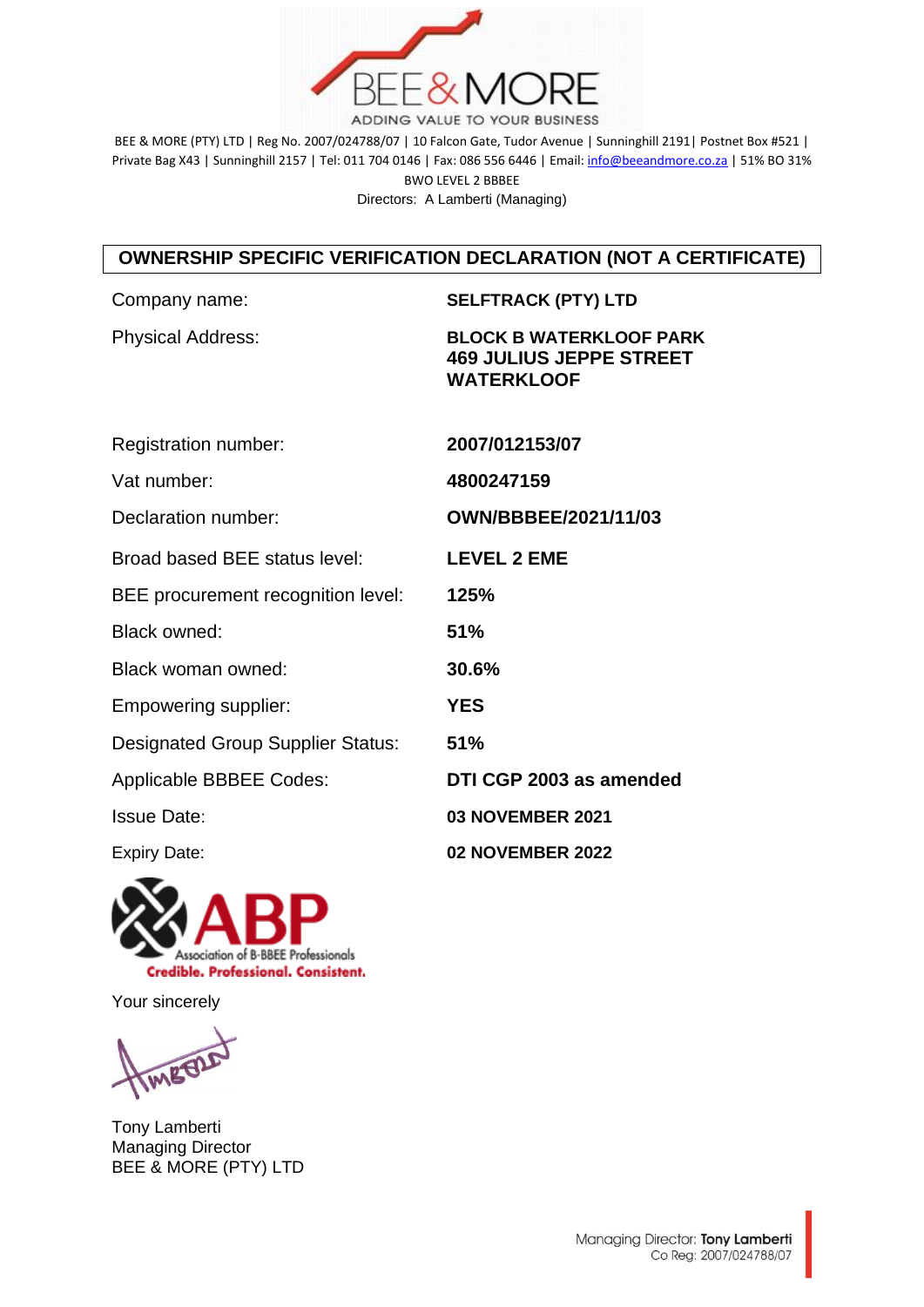BEE & MORE

ADDING VALUE TO YOUR BUSINESS

BEE & MORE (PTY) LTD | Reg No. 2007/024788/07 | 10 Falcon Gate, Tudor Avenue | Sunninghill 2191| Postnet Box #521 | Private Bag X43 | Sunninghill 2157 | Tel: 011 704 0146 | Fax: 086 556 6446 | Email: info@beeandmore.co.za | 51% BO 31% BWO LEVEL 2 BBBEE

Directors: A Lamberti (Managing)

## OWNERSHIP SPECIFIC VERIFICATION DECLARATION (NOT A CERTIFICATE)

| | |
|---|---|
| Company name: | **SELFTRACK (PTY) LTD** |
| Physical Address: | **BLOCK B WATERKLOOF PARK<br>469 JULIUS JEPPE STREET<br>WATERKLOOF** |
| Registration number: | **2007/012153/07** |
| Vat number: | **4800247159** |
| Declaration number: | **OWN/BBBEE/2021/11/03** |
| Broad based BEE status level: | **LEVEL 2 EME** |
| BEE procurement recognition level: | **125%** |
| Black owned: | **51%** |
| Black woman owned: | **30.6%** |
| Empowering supplier: | **YES** |
| Designated Group Supplier Status: | **51%** |
| Applicable BBBEE Codes: | **DTI CGP 2003 as amended** |
| Issue Date: | **03 NOVEMBER 2021** |
| Expiry Date: | **02 NOVEMBER 2022** |

ABP Association of B-BBEE Professionals
Credible. Professional. Consistent.

Your sincerely

Tony Lamberti
Managing Director
BEE & MORE (PTY) LTD

Managing Director: **Tony Lamberti**
Co Reg: 2007/024788/07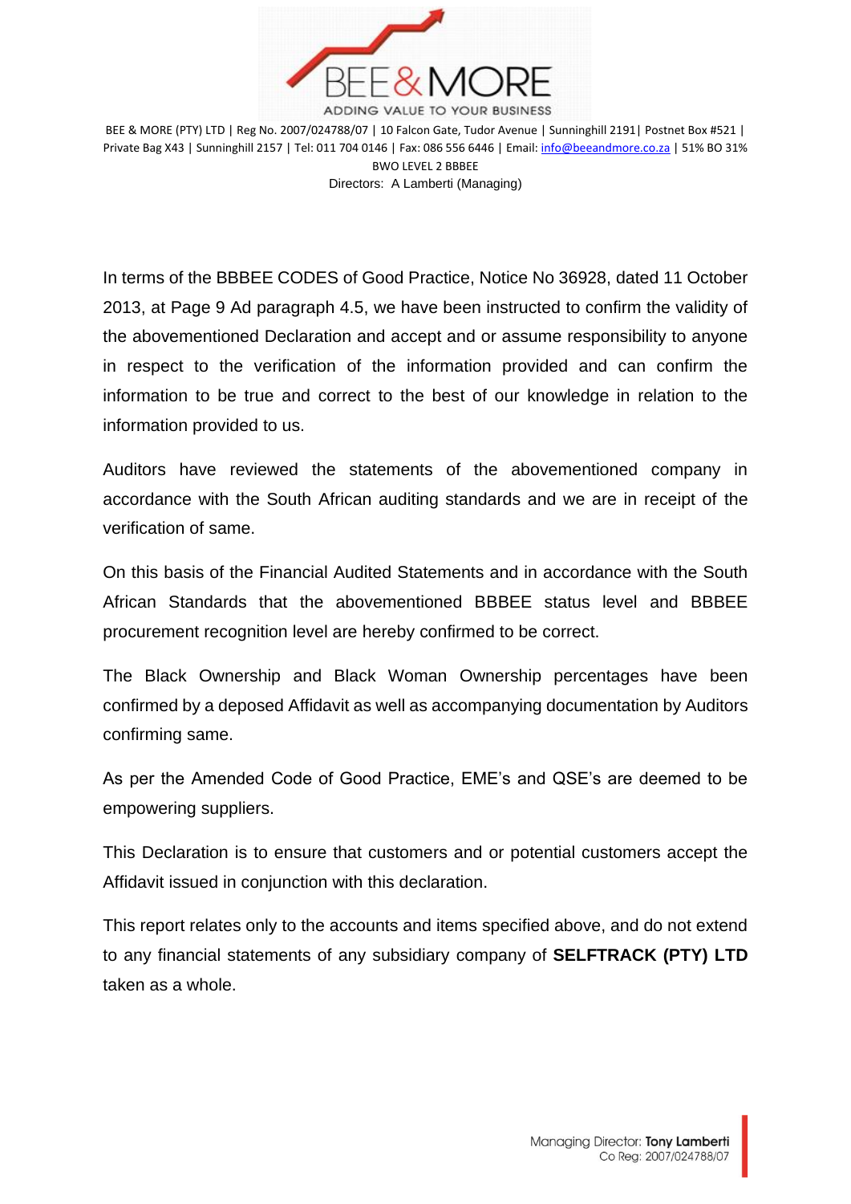BEE & MORE (PTY) LTD | Reg No. 2007/024788/07 | 10 Falcon Gate, Tudor Avenue | Sunninghill 2191| Postnet Box #521 | Private Bag X43 | Sunninghill 2157 | Tel: 011 704 0146 | Fax: 086 556 6446 | Email: info@beeandmore.co.za | 51% BO 31% BWO LEVEL 2 BBBEE

Directors: A Lamberti (Managing)

In terms of the BBBEE CODES of Good Practice, Notice No 36928, dated 11 October 2013, at Page 9 Ad paragraph 4.5, we have been instructed to confirm the validity of the abovementioned Declaration and accept and or assume responsibility to anyone in respect to the verification of the information provided and can confirm the information to be true and correct to the best of our knowledge in relation to the information provided to us.

Auditors have reviewed the statements of the abovementioned company in accordance with the South African auditing standards and we are in receipt of the verification of same.

On this basis of the Financial Audited Statements and in accordance with the South African Standards that the abovementioned BBBEE status level and BBBEE procurement recognition level are hereby confirmed to be correct.

The Black Ownership and Black Woman Ownership percentages have been confirmed by a deposed Affidavit as well as accompanying documentation by Auditors confirming same.

As per the Amended Code of Good Practice, EME's and QSE's are deemed to be empowering suppliers.

This Declaration is to ensure that customers and or potential customers accept the Affidavit issued in conjunction with this declaration.

This report relates only to the accounts and items specified above, and do not extend to any financial statements of any subsidiary company of **SELFTRACK (PTY) LTD** taken as a whole.

Managing Director: **Tony Lamberti**
Co Reg: 2007/024788/07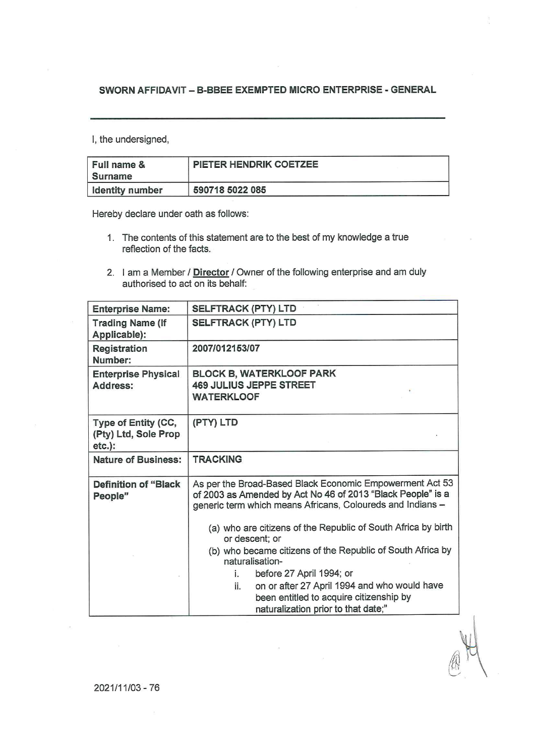### SWORN AFFIDAVIT – B-BBEE EXEMPTED MICRO ENTERPRISE - GENERAL

---

I, the undersigned,

| Full name & Surname | PIETER HENDRIK COETZEE |
|---|---|
| Identity number | 590718 5022 085 |

Hereby declare under oath as follows:

1. The contents of this statement are to the best of my knowledge a true reflection of the facts.
2. I am a Member / **Director** / Owner of the following enterprise and am duly authorised to act on its behalf:

| Enterprise Name: | SELFTRACK (PTY) LTD |
|---|---|
| Trading Name (If Applicable): | SELFTRACK (PTY) LTD |
| Registration Number: | 2007/012153/07 |
| Enterprise Physical Address: | BLOCK B, WATERKLOOF PARK<br>469 JULIUS JEPPE STREET<br>WATERKLOOF |
| Type of Entity (CC, (Pty) Ltd, Sole Prop etc.): | (PTY) LTD |
| Nature of Business: | TRACKING |
| Definition of "Black People" | As per the Broad-Based Black Economic Empowerment Act 53 of 2003 as Amended by Act No 46 of 2013 "Black People" is a generic term which means Africans, Coloureds and Indians –<br>(a) who are citizens of the Republic of South Africa by birth or descent; or<br>(b) who became citizens of the Republic of South Africa by naturalisation-<br>i. before 27 April 1994; or<br>ii. on or after 27 April 1994 and who would have been entitled to acquire citizenship by naturalization prior to that date;" |

2021/11/03 - 76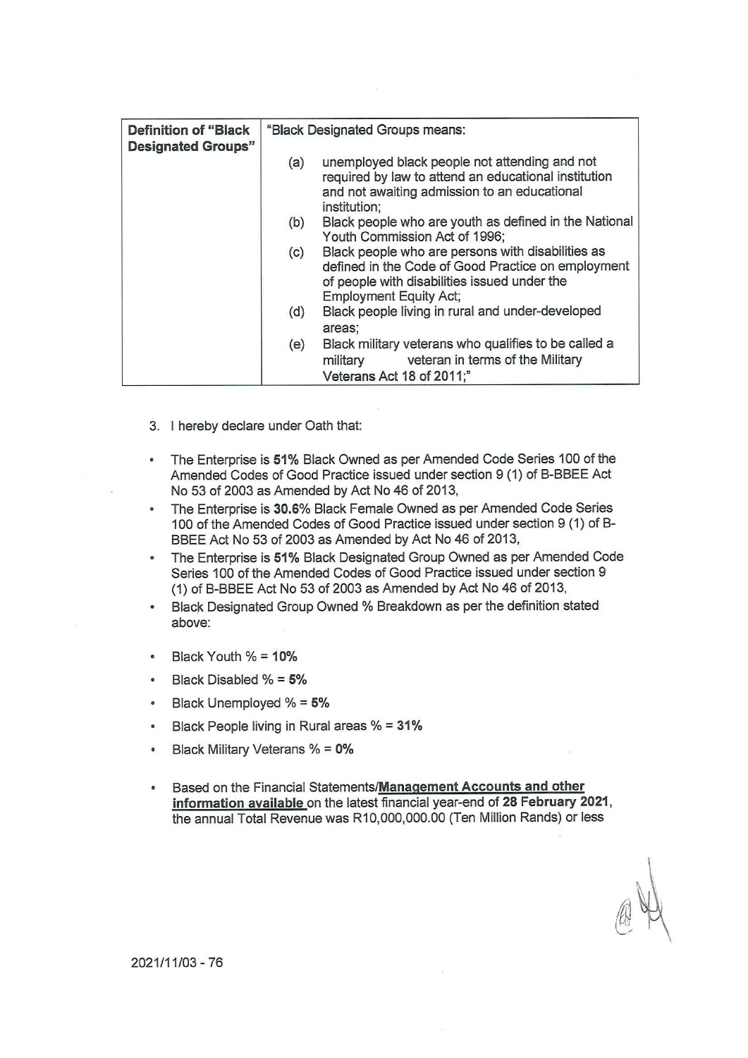| Definition of "Black Designated Groups" | "Black Designated Groups means:<br>(a) unemployed black people not attending and not required by law to attend an educational institution and not awaiting admission to an educational institution;<br>(b) Black people who are youth as defined in the National Youth Commission Act of 1996;<br>(c) Black people who are persons with disabilities as defined in the Code of Good Practice on employment of people with disabilities issued under the Employment Equity Act;<br>(d) Black people living in rural and under-developed areas;<br>(e) Black military veterans who qualifies to be called a military veteran in terms of the Military Veterans Act 18 of 2011;" |
|---|---|

3. I hereby declare under Oath that:

- The Enterprise is **51%** Black Owned as per Amended Code Series 100 of the Amended Codes of Good Practice issued under section 9 (1) of B-BBEE Act No 53 of 2003 as Amended by Act No 46 of 2013,
- The Enterprise is **30.6%** Black Female Owned as per Amended Code Series 100 of the Amended Codes of Good Practice issued under section 9 (1) of B-BBEE Act No 53 of 2003 as Amended by Act No 46 of 2013,
- The Enterprise is **51%** Black Designated Group Owned as per Amended Code Series 100 of the Amended Codes of Good Practice issued under section 9 (1) of B-BBEE Act No 53 of 2003 as Amended by Act No 46 of 2013,
- Black Designated Group Owned % Breakdown as per the definition stated above:

- Black Youth % = **10%**
- Black Disabled % = **5%**
- Black Unemployed % = **5%**
- Black People living in Rural areas % = **31%**
- Black Military Veterans % = **0%**

- Based on the Financial Statements/**Management Accounts and other information available** on the latest financial year-end of **28 February 2021**, the annual Total Revenue was R10,000,000.00 (Ten Million Rands) or less

2021/11/03 - 76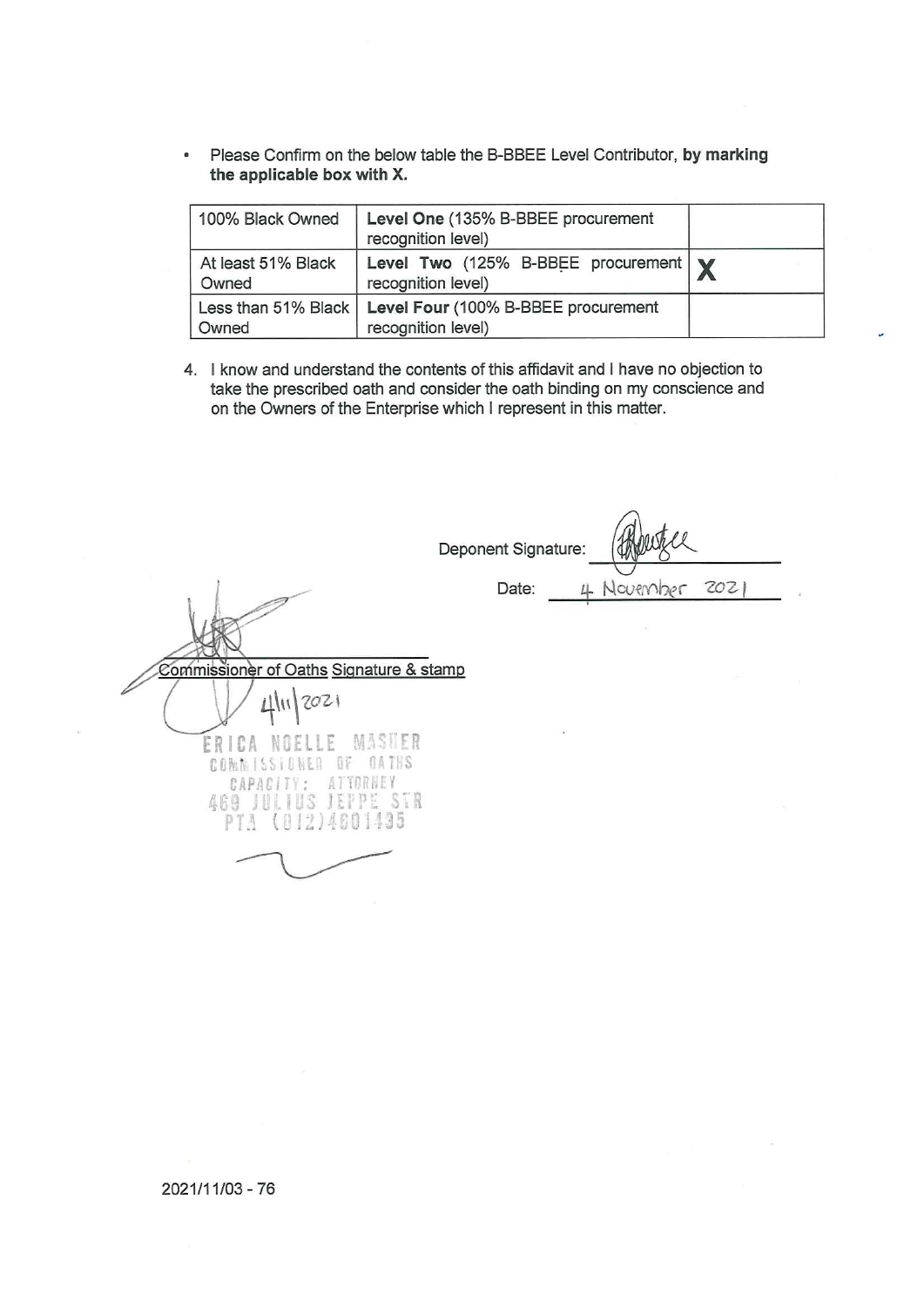- Please Confirm on the below table the B-BBEE Level Contributor, **by marking the applicable box with X.**

| | | |
|---|---|---|
| 100% Black Owned | **Level One** (135% B-BBEE procurement recognition level) | |
| At least 51% Black Owned | **Level Two** (125% B-BBEE procurement recognition level) | X |
| Less than 51% Black Owned | **Level Four** (100% B-BBEE procurement recognition level) | |

4. I know and understand the contents of this affidavit and I have no objection to take the prescribed oath and consider the oath binding on my conscience and on the Owners of the Enterprise which I represent in this matter.

Deponent Signature: ____________

Date: 4 November 2021

Commissioner of Oaths Signature & stamp

4/11/2021

ERICA NOELLE MASHER
COMMISSIONER OF OATHS
CAPACITY: ATTORNEY
469 JULIUS JEPPE STR
PTA (012)4601435

2021/11/03 - 76